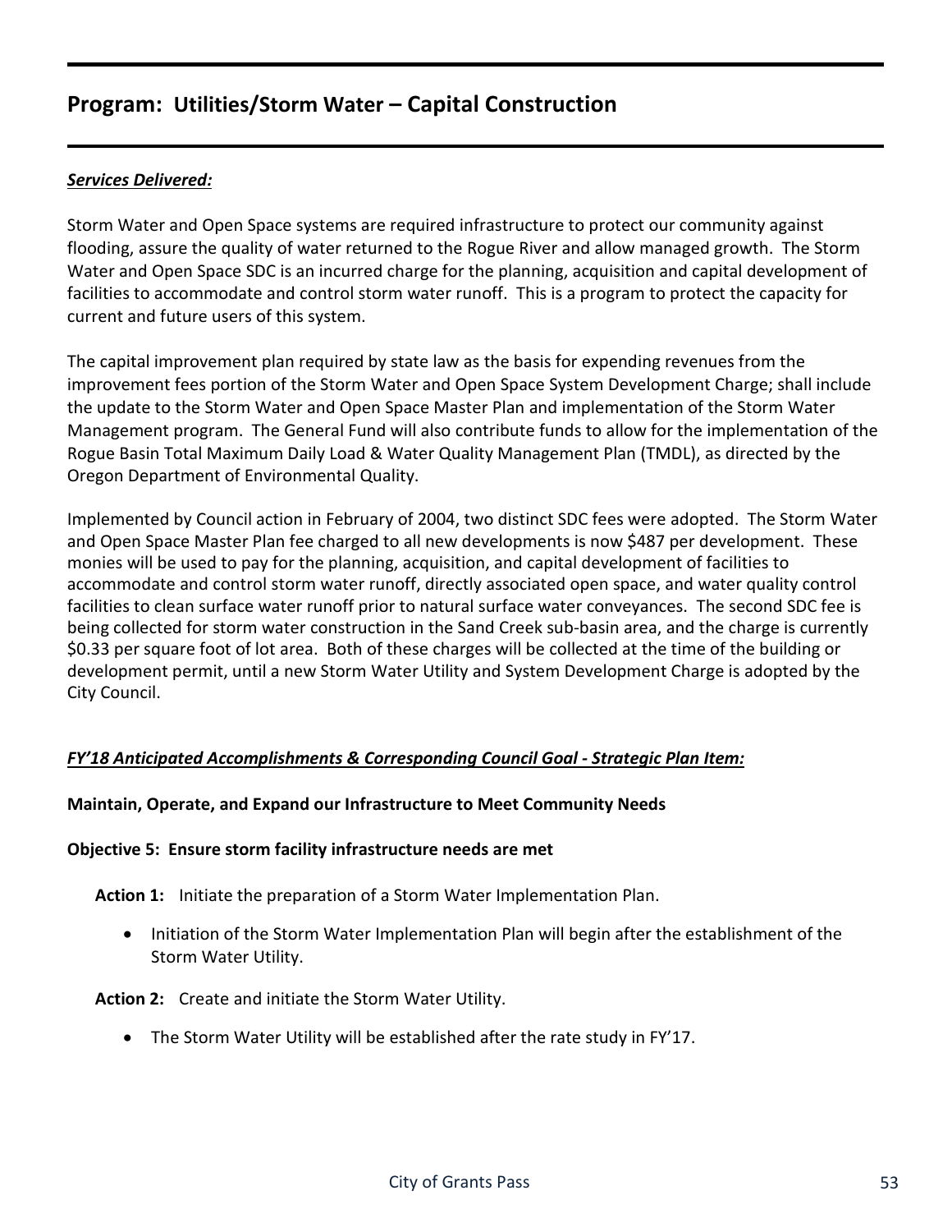# Program: Utilities/Storm Water – Capital Construction

***Services Delivered:***

Storm Water and Open Space systems are required infrastructure to protect our community against flooding, assure the quality of water returned to the Rogue River and allow managed growth. The Storm Water and Open Space SDC is an incurred charge for the planning, acquisition and capital development of facilities to accommodate and control storm water runoff. This is a program to protect the capacity for current and future users of this system.

The capital improvement plan required by state law as the basis for expending revenues from the improvement fees portion of the Storm Water and Open Space System Development Charge; shall include the update to the Storm Water and Open Space Master Plan and implementation of the Storm Water Management program. The General Fund will also contribute funds to allow for the implementation of the Rogue Basin Total Maximum Daily Load & Water Quality Management Plan (TMDL), as directed by the Oregon Department of Environmental Quality.

Implemented by Council action in February of 2004, two distinct SDC fees were adopted. The Storm Water and Open Space Master Plan fee charged to all new developments is now $487 per development. These monies will be used to pay for the planning, acquisition, and capital development of facilities to accommodate and control storm water runoff, directly associated open space, and water quality control facilities to clean surface water runoff prior to natural surface water conveyances. The second SDC fee is being collected for storm water construction in the Sand Creek sub-basin area, and the charge is currently $0.33 per square foot of lot area. Both of these charges will be collected at the time of the building or development permit, until a new Storm Water Utility and System Development Charge is adopted by the City Council.

***FY'18 Anticipated Accomplishments & Corresponding Council Goal - Strategic Plan Item:***

**Maintain, Operate, and Expand our Infrastructure to Meet Community Needs**

**Objective 5: Ensure storm facility infrastructure needs are met**

**Action 1:** Initiate the preparation of a Storm Water Implementation Plan.

- Initiation of the Storm Water Implementation Plan will begin after the establishment of the Storm Water Utility.

**Action 2:** Create and initiate the Storm Water Utility.

- The Storm Water Utility will be established after the rate study in FY'17.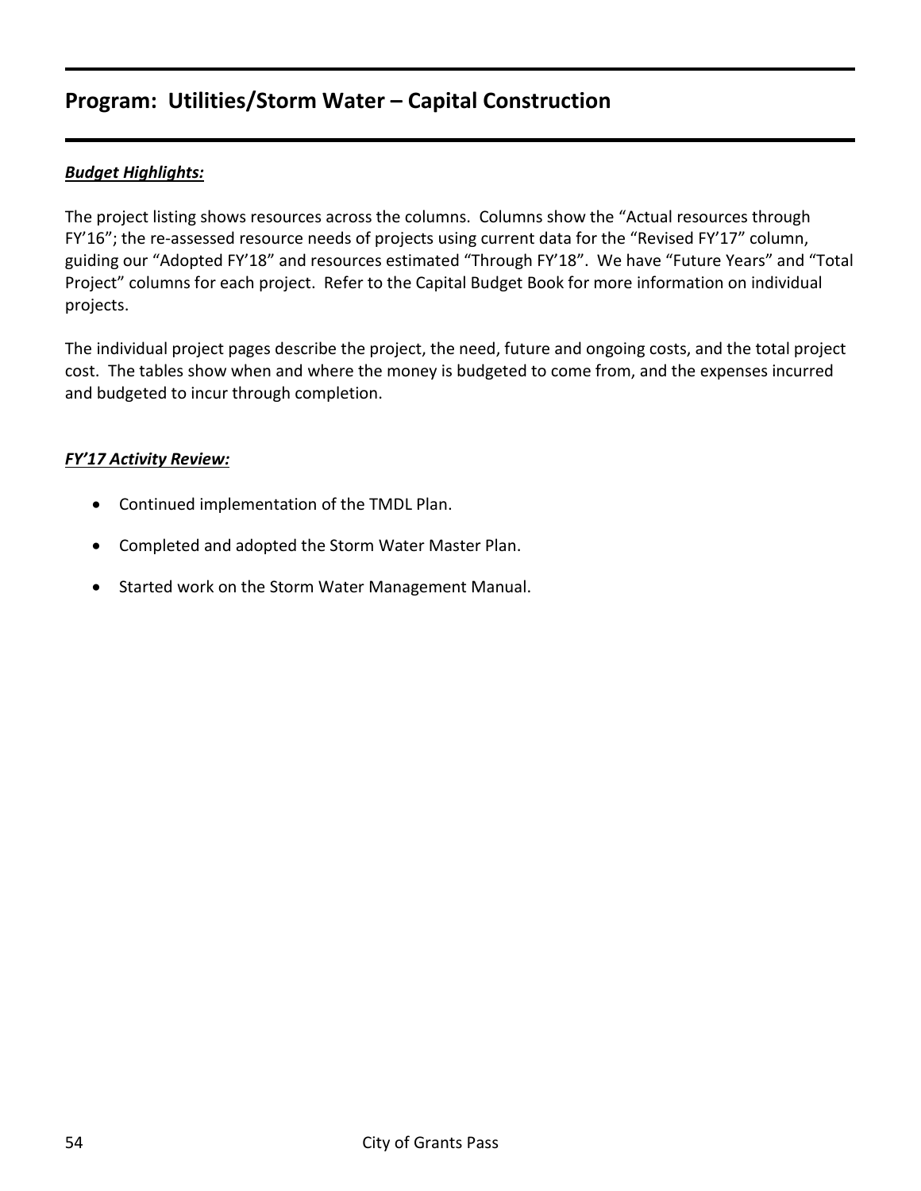# Program: Utilities/Storm Water – Capital Construction

***Budget Highlights:***

The project listing shows resources across the columns. Columns show the "Actual resources through FY'16"; the re-assessed resource needs of projects using current data for the "Revised FY'17" column, guiding our "Adopted FY'18" and resources estimated "Through FY'18". We have "Future Years" and "Total Project" columns for each project. Refer to the Capital Budget Book for more information on individual projects.

The individual project pages describe the project, the need, future and ongoing costs, and the total project cost. The tables show when and where the money is budgeted to come from, and the expenses incurred and budgeted to incur through completion.

***FY'17 Activity Review:***

- Continued implementation of the TMDL Plan.
- Completed and adopted the Storm Water Master Plan.
- Started work on the Storm Water Management Manual.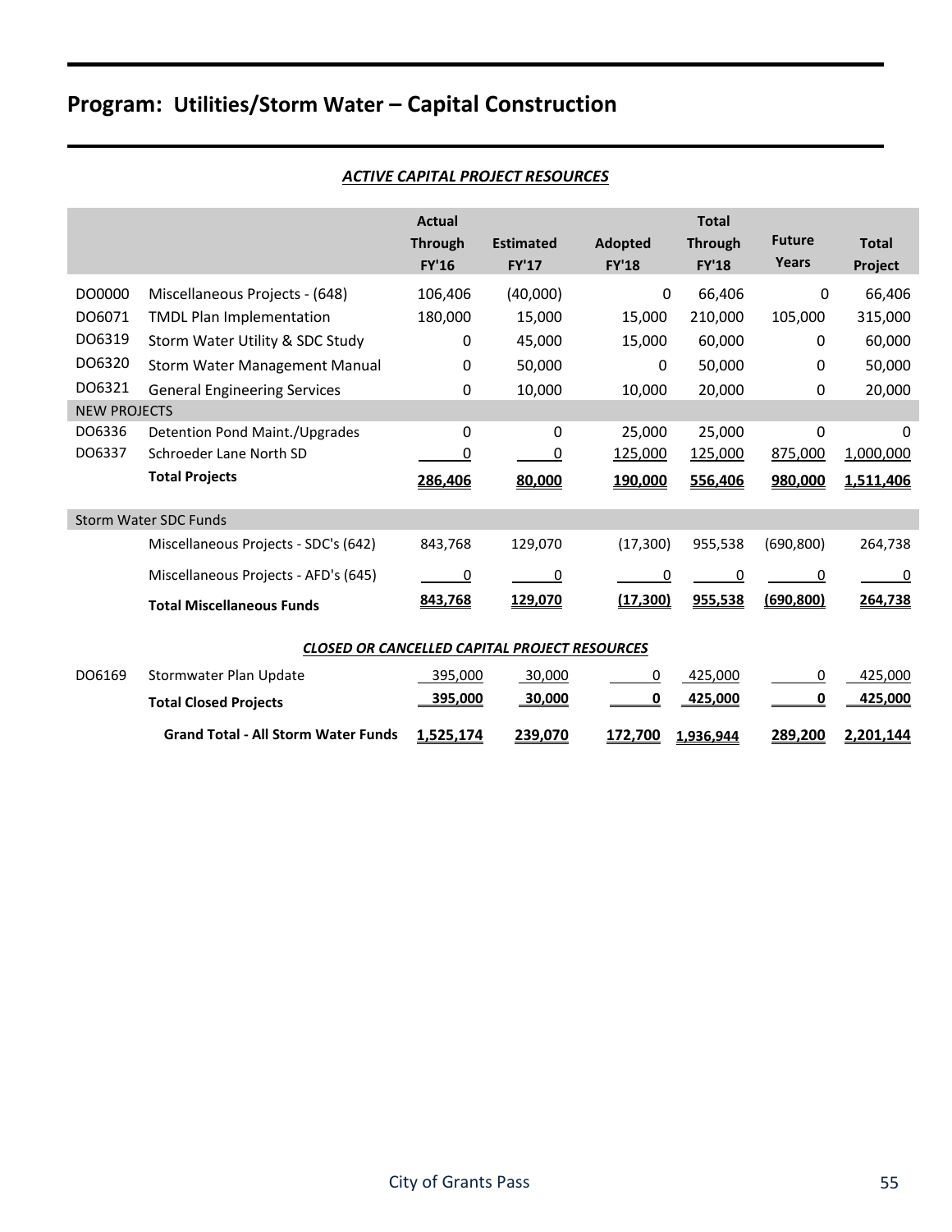# Program: Utilities/Storm Water – Capital Construction

***ACTIVE CAPITAL PROJECT RESOURCES***

| | | Actual Through FY'16 | Estimated FY'17 | Adopted FY'18 | Total Through FY'18 | Future Years | Total Project |
|---|---|---|---|---|---|---|---|
| DO0000 | Miscellaneous Projects - (648) | 106,406 | (40,000) | 0 | 66,406 | 0 | 66,406 |
| DO6071 | TMDL Plan Implementation | 180,000 | 15,000 | 15,000 | 210,000 | 105,000 | 315,000 |
| DO6319 | Storm Water Utility & SDC Study | 0 | 45,000 | 15,000 | 60,000 | 0 | 60,000 |
| DO6320 | Storm Water Management Manual | 0 | 50,000 | 0 | 50,000 | 0 | 50,000 |
| DO6321 | General Engineering Services | 0 | 10,000 | 10,000 | 20,000 | 0 | 20,000 |
| NEW PROJECTS | | | | | | | |
| DO6336 | Detention Pond Maint./Upgrades | 0 | 0 | 25,000 | 25,000 | 0 | 0 |
| DO6337 | Schroeder Lane North SD | 0 | 0 | 125,000 | 125,000 | 875,000 | 1,000,000 |
| | **Total Projects** | **286,406** | **80,000** | **190,000** | **556,406** | **980,000** | **1,511,406** |
| Storm Water SDC Funds | | | | | | | |
| | Miscellaneous Projects - SDC's (642) | 843,768 | 129,070 | (17,300) | 955,538 | (690,800) | 264,738 |
| | Miscellaneous Projects - AFD's (645) | 0 | 0 | 0 | 0 | 0 | 0 |
| | **Total Miscellaneous Funds** | **843,768** | **129,070** | **(17,300)** | **955,538** | **(690,800)** | **264,738** |
| ***CLOSED OR CANCELLED CAPITAL PROJECT RESOURCES*** | | | | | | | |
| DO6169 | Stormwater Plan Update | 395,000 | 30,000 | 0 | 425,000 | 0 | 425,000 |
| | **Total Closed Projects** | **395,000** | **30,000** | **0** | **425,000** | **0** | **425,000** |
| | **Grand Total - All Storm Water Funds** | **1,525,174** | **239,070** | **172,700** | **1,936,944** | **289,200** | **2,201,144** |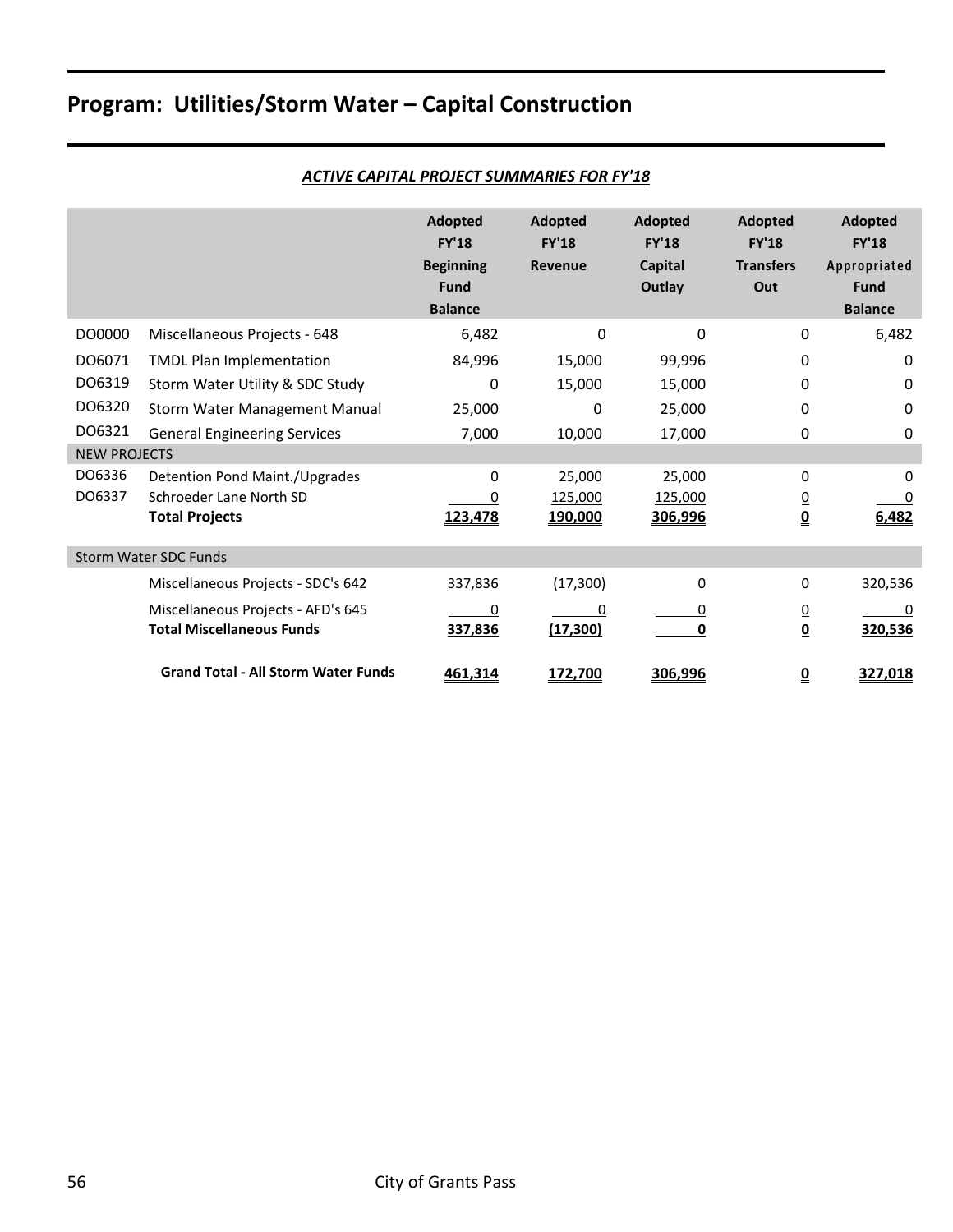# Program: Utilities/Storm Water – Capital Construction

***ACTIVE CAPITAL PROJECT SUMMARIES FOR FY'18***

| | | Adopted FY'18 Beginning Fund Balance | Adopted FY'18 Revenue | Adopted FY'18 Capital Outlay | Adopted FY'18 Transfers Out | Adopted FY'18 Appropriated Fund Balance |
|---|---|---|---|---|---|---|
| DO0000 | Miscellaneous Projects - 648 | 6,482 | 0 | 0 | 0 | 6,482 |
| DO6071 | TMDL Plan Implementation | 84,996 | 15,000 | 99,996 | 0 | 0 |
| DO6319 | Storm Water Utility & SDC Study | 0 | 15,000 | 15,000 | 0 | 0 |
| DO6320 | Storm Water Management Manual | 25,000 | 0 | 25,000 | 0 | 0 |
| DO6321 | General Engineering Services | 7,000 | 10,000 | 17,000 | 0 | 0 |
| NEW PROJECTS | | | | | | |
| DO6336 | Detention Pond Maint./Upgrades | 0 | 25,000 | 25,000 | 0 | 0 |
| DO6337 | Schroeder Lane North SD | 0 | 125,000 | 125,000 | 0 | 0 |
| | **Total Projects** | **123,478** | **190,000** | **306,996** | **0** | **6,482** |
| Storm Water SDC Funds | | | | | | |
| | Miscellaneous Projects - SDC's 642 | 337,836 | (17,300) | 0 | 0 | 320,536 |
| | Miscellaneous Projects - AFD's 645 | 0 | 0 | 0 | 0 | 0 |
| | **Total Miscellaneous Funds** | **337,836** | **(17,300)** | **0** | **0** | **320,536** |
| | **Grand Total - All Storm Water Funds** | **461,314** | **172,700** | **306,996** | **0** | **327,018** |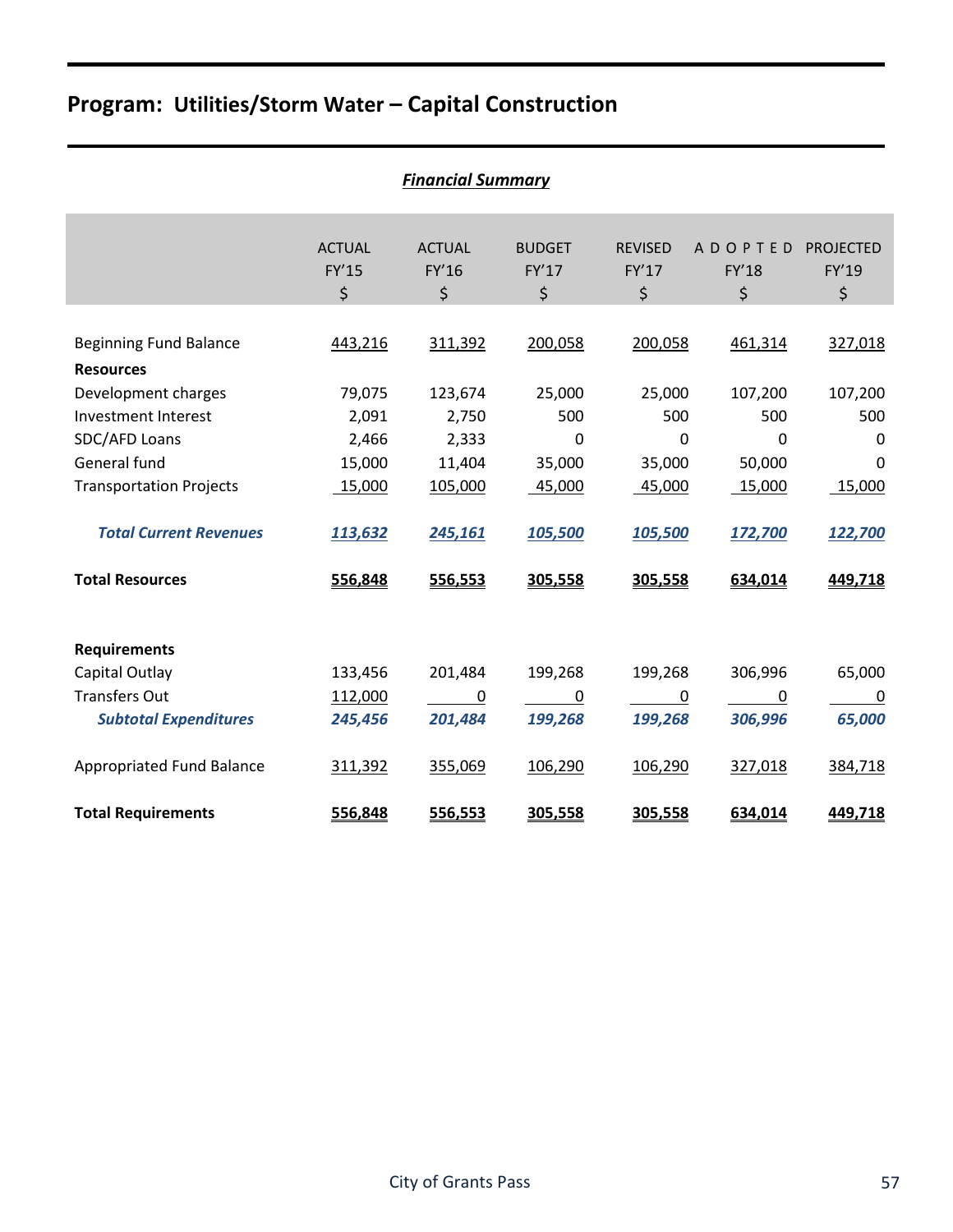## Program: Utilities/Storm Water – Capital Construction

***Financial Summary***

| | ACTUAL FY'15 $ | ACTUAL FY'16 $ | BUDGET FY'17 $ | REVISED FY'17 $ | ADOPTED FY'18 $ | PROJECTED FY'19 $ |
|---|---|---|---|---|---|---|
| Beginning Fund Balance | 443,216 | 311,392 | 200,058 | 200,058 | 461,314 | 327,018 |
| **Resources** | | | | | | |
| Development charges | 79,075 | 123,674 | 25,000 | 25,000 | 107,200 | 107,200 |
| Investment Interest | 2,091 | 2,750 | 500 | 500 | 500 | 500 |
| SDC/AFD Loans | 2,466 | 2,333 | 0 | 0 | 0 | 0 |
| General fund | 15,000 | 11,404 | 35,000 | 35,000 | 50,000 | 0 |
| Transportation Projects | 15,000 | 105,000 | 45,000 | 45,000 | 15,000 | 15,000 |
| ***Total Current Revenues*** | ***113,632*** | ***245,161*** | ***105,500*** | ***105,500*** | ***172,700*** | ***122,700*** |
| **Total Resources** | **556,848** | **556,553** | **305,558** | **305,558** | **634,014** | **449,718** |
| **Requirements** | | | | | | |
| Capital Outlay | 133,456 | 201,484 | 199,268 | 199,268 | 306,996 | 65,000 |
| Transfers Out | 112,000 | 0 | 0 | 0 | 0 | 0 |
| ***Subtotal Expenditures*** | ***245,456*** | ***201,484*** | ***199,268*** | ***199,268*** | ***306,996*** | ***65,000*** |
| Appropriated Fund Balance | 311,392 | 355,069 | 106,290 | 106,290 | 327,018 | 384,718 |
| **Total Requirements** | **556,848** | **556,553** | **305,558** | **305,558** | **634,014** | **449,718** |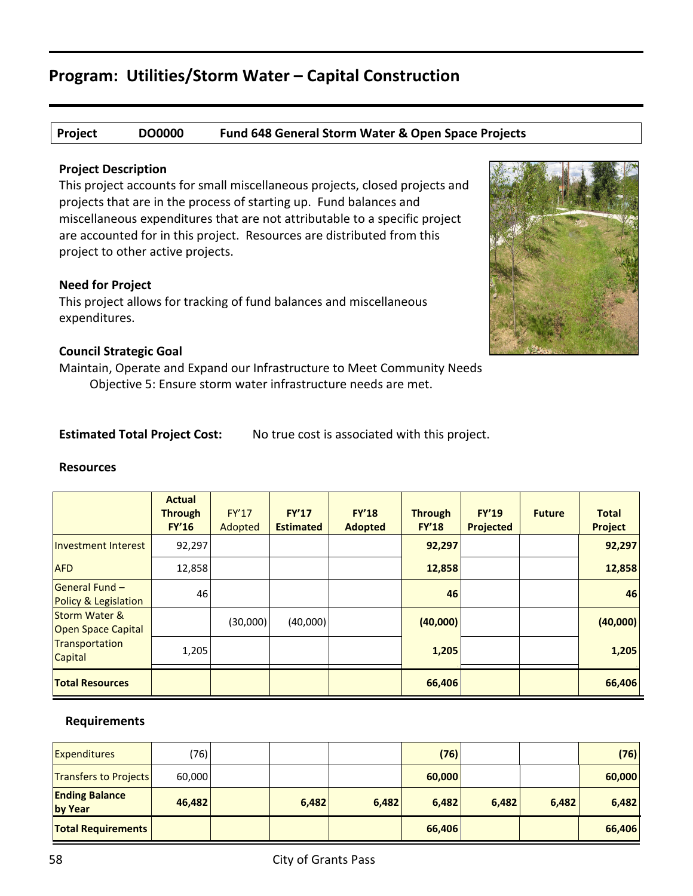## Program: Utilities/Storm Water – Capital Construction

**Project DO0000 Fund 648 General Storm Water & Open Space Projects**

### Project Description

This project accounts for small miscellaneous projects, closed projects and projects that are in the process of starting up. Fund balances and miscellaneous expenditures that are not attributable to a specific project are accounted for in this project. Resources are distributed from this project to other active projects.

### Need for Project

This project allows for tracking of fund balances and miscellaneous expenditures.

### Council Strategic Goal

Maintain, Operate and Expand our Infrastructure to Meet Community Needs

Objective 5: Ensure storm water infrastructure needs are met.

**Estimated Total Project Cost:** No true cost is associated with this project.

### Resources

| | Actual Through FY'16 | FY'17 Adopted | FY'17 Estimated | FY'18 Adopted | Through FY'18 | FY'19 Projected | Future | Total Project |
|---|---|---|---|---|---|---|---|---|
| Investment Interest | 92,297 | | | | **92,297** | | | **92,297** |
| AFD | 12,858 | | | | **12,858** | | | **12,858** |
| General Fund – Policy & Legislation | 46 | | | | **46** | | | **46** |
| Storm Water & Open Space Capital | | (30,000) | (40,000) | | **(40,000)** | | | **(40,000)** |
| Transportation Capital | 1,205 | | | | **1,205** | | | **1,205** |
| **Total Resources** | | | | | **66,406** | | | **66,406** |

### Requirements

| | Actual Through FY'16 | FY'17 Adopted | FY'17 Estimated | FY'18 Adopted | Through FY'18 | FY'19 Projected | Future | Total Project |
|---|---|---|---|---|---|---|---|---|
| Expenditures | (76) | | | | **(76)** | | | **(76)** |
| Transfers to Projects | 60,000 | | | | **60,000** | | | **60,000** |
| **Ending Balance by Year** | **46,482** | | **6,482** | **6,482** | **6,482** | **6,482** | **6,482** | **6,482** |
| **Total Requirements** | | | | | **66,406** | | | **66,406** |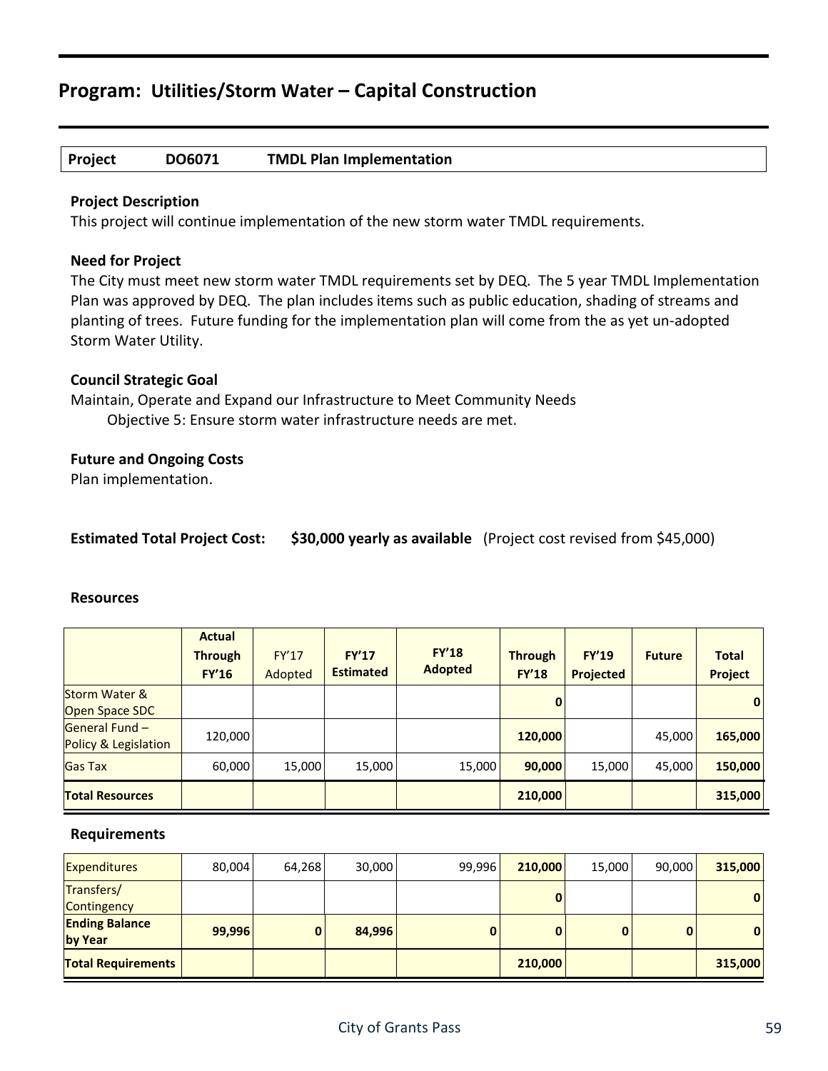## Program: Utilities/Storm Water – Capital Construction

| Project | DO6071 | TMDL Plan Implementation |
|---|---|---|

**Project Description**

This project will continue implementation of the new storm water TMDL requirements.

**Need for Project**

The City must meet new storm water TMDL requirements set by DEQ. The 5 year TMDL Implementation Plan was approved by DEQ. The plan includes items such as public education, shading of streams and planting of trees. Future funding for the implementation plan will come from the as yet un-adopted Storm Water Utility.

**Council Strategic Goal**

Maintain, Operate and Expand our Infrastructure to Meet Community Needs

Objective 5: Ensure storm water infrastructure needs are met.

**Future and Ongoing Costs**

Plan implementation.

**Estimated Total Project Cost:** **$30,000 yearly as available** (Project cost revised from $45,000)

**Resources**

| | Actual Through FY'16 | FY'17 Adopted | FY'17 Estimated | FY'18 Adopted | Through FY'18 | FY'19 Projected | Future | Total Project |
|---|---|---|---|---|---|---|---|---|
| Storm Water & Open Space SDC | | | | | **0** | | | **0** |
| General Fund – Policy & Legislation | 120,000 | | | | **120,000** | | 45,000 | **165,000** |
| Gas Tax | 60,000 | 15,000 | 15,000 | 15,000 | **90,000** | 15,000 | 45,000 | **150,000** |
| **Total Resources** | | | | | **210,000** | | | **315,000** |

**Requirements**

| | Actual Through FY'16 | FY'17 Adopted | FY'17 Estimated | FY'18 Adopted | Through FY'18 | FY'19 Projected | Future | Total Project |
|---|---|---|---|---|---|---|---|---|
| Expenditures | 80,004 | 64,268 | 30,000 | 99,996 | **210,000** | 15,000 | 90,000 | **315,000** |
| Transfers/ Contingency | | | | | **0** | | | **0** |
| **Ending Balance by Year** | **99,996** | **0** | **84,996** | **0** | **0** | **0** | **0** | **0** |
| **Total Requirements** | | | | | **210,000** | | | **315,000** |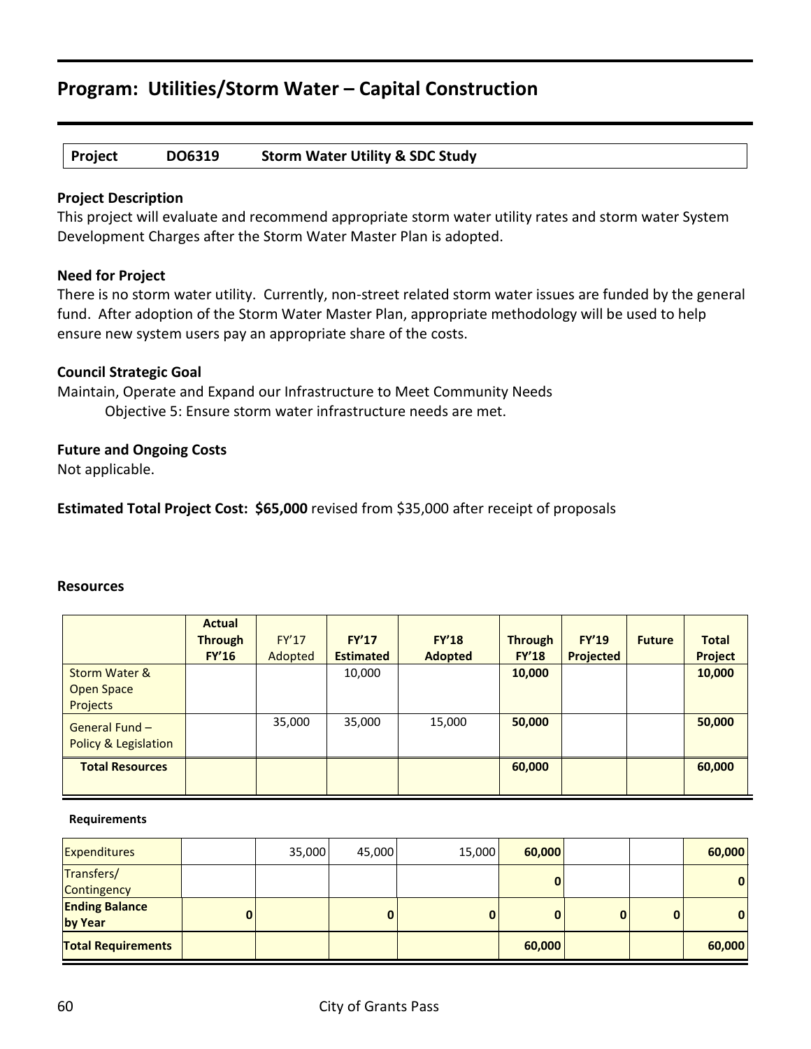# Program: Utilities/Storm Water – Capital Construction

| Project | DO6319 | Storm Water Utility & SDC Study |
|---|---|---|

**Project Description**

This project will evaluate and recommend appropriate storm water utility rates and storm water System Development Charges after the Storm Water Master Plan is adopted.

**Need for Project**

There is no storm water utility. Currently, non-street related storm water issues are funded by the general fund. After adoption of the Storm Water Master Plan, appropriate methodology will be used to help ensure new system users pay an appropriate share of the costs.

**Council Strategic Goal**

Maintain, Operate and Expand our Infrastructure to Meet Community Needs

Objective 5: Ensure storm water infrastructure needs are met.

**Future and Ongoing Costs**

Not applicable.

**Estimated Total Project Cost: $65,000** revised from $35,000 after receipt of proposals

**Resources**

| | Actual Through FY'16 | FY'17 Adopted | FY'17 Estimated | FY'18 Adopted | Through FY'18 | FY'19 Projected | Future | Total Project |
|---|---|---|---|---|---|---|---|---|
| Storm Water & Open Space Projects | | | 10,000 | | **10,000** | | | **10,000** |
| General Fund – Policy & Legislation | | 35,000 | 35,000 | 15,000 | **50,000** | | | **50,000** |
| **Total Resources** | | | | | **60,000** | | | **60,000** |

**Requirements**

| | | | | | | | | |
|---|---|---|---|---|---|---|---|---|
| Expenditures | | 35,000 | 45,000 | 15,000 | **60,000** | | | **60,000** |
| Transfers/ Contingency | | | | | **0** | | | **0** |
| **Ending Balance by Year** | **0** | | **0** | **0** | **0** | **0** | **0** | **0** |
| **Total Requirements** | | | | | **60,000** | | | **60,000** |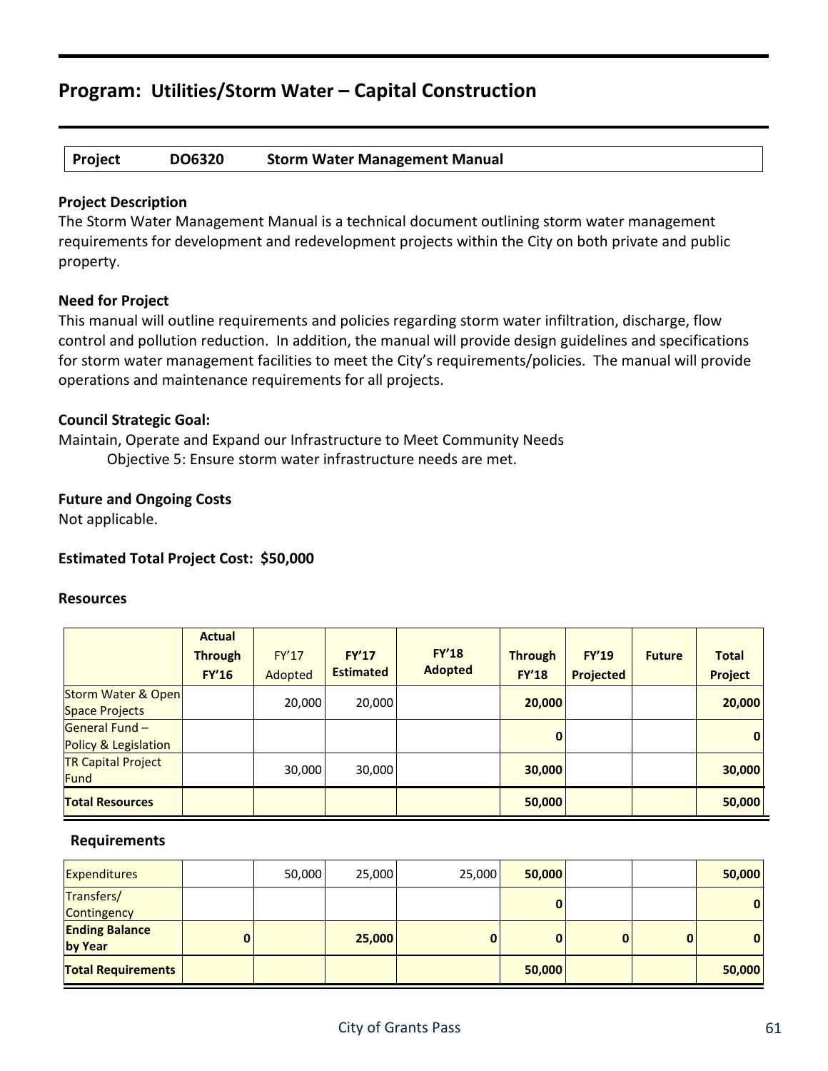## Program: Utilities/Storm Water – Capital Construction

| Project | DO6320 | Storm Water Management Manual |
|---|---|---|

**Project Description**
The Storm Water Management Manual is a technical document outlining storm water management requirements for development and redevelopment projects within the City on both private and public property.

**Need for Project**
This manual will outline requirements and policies regarding storm water infiltration, discharge, flow control and pollution reduction. In addition, the manual will provide design guidelines and specifications for storm water management facilities to meet the City's requirements/policies. The manual will provide operations and maintenance requirements for all projects.

**Council Strategic Goal:**
Maintain, Operate and Expand our Infrastructure to Meet Community Needs
Objective 5: Ensure storm water infrastructure needs are met.

**Future and Ongoing Costs**
Not applicable.

**Estimated Total Project Cost: $50,000**

**Resources**

| | Actual Through FY'16 | FY'17 Adopted | FY'17 Estimated | FY'18 Adopted | Through FY'18 | FY'19 Projected | Future | Total Project |
|---|---|---|---|---|---|---|---|---|
| Storm Water & Open Space Projects | | 20,000 | 20,000 | | **20,000** | | | **20,000** |
| General Fund – Policy & Legislation | | | | | **0** | | | **0** |
| TR Capital Project Fund | | 30,000 | 30,000 | | **30,000** | | | **30,000** |
| **Total Resources** | | | | | **50,000** | | | **50,000** |

**Requirements**

| | Actual Through FY'16 | FY'17 Adopted | FY'17 Estimated | FY'18 Adopted | Through FY'18 | FY'19 Projected | Future | Total Project |
|---|---|---|---|---|---|---|---|---|
| Expenditures | | 50,000 | 25,000 | 25,000 | **50,000** | | | **50,000** |
| Transfers/ Contingency | | | | | **0** | | | **0** |
| **Ending Balance by Year** | **0** | | **25,000** | **0** | **0** | **0** | **0** | **0** |
| **Total Requirements** | | | | | **50,000** | | | **50,000** |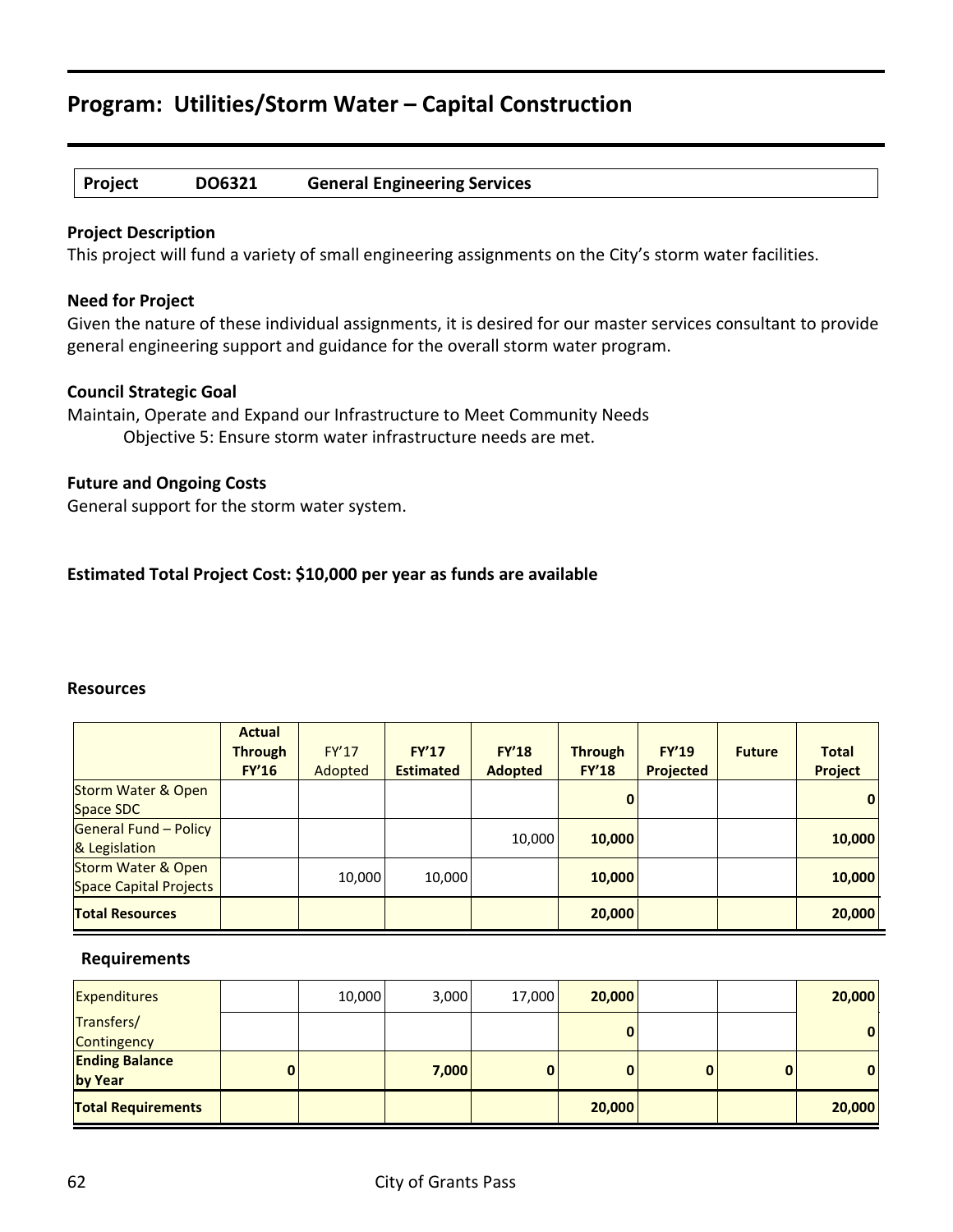# Program: Utilities/Storm Water – Capital Construction

| Project | DO6321 | General Engineering Services |
|---|---|---|

**Project Description**
This project will fund a variety of small engineering assignments on the City's storm water facilities.

**Need for Project**
Given the nature of these individual assignments, it is desired for our master services consultant to provide general engineering support and guidance for the overall storm water program.

**Council Strategic Goal**
Maintain, Operate and Expand our Infrastructure to Meet Community Needs
Objective 5: Ensure storm water infrastructure needs are met.

**Future and Ongoing Costs**
General support for the storm water system.

**Estimated Total Project Cost: $10,000 per year as funds are available**

**Resources**

| | Actual Through FY'16 | FY'17 Adopted | FY'17 Estimated | FY'18 Adopted | Through FY'18 | FY'19 Projected | Future | Total Project |
|---|---|---|---|---|---|---|---|---|
| Storm Water & Open Space SDC | | | | | 0 | | | 0 |
| General Fund – Policy & Legislation | | | | 10,000 | 10,000 | | | 10,000 |
| Storm Water & Open Space Capital Projects | | 10,000 | 10,000 | | 10,000 | | | 10,000 |
| **Total Resources** | | | | | 20,000 | | | 20,000 |

**Requirements**

| | Actual Through FY'16 | FY'17 Adopted | FY'17 Estimated | FY'18 Adopted | Through FY'18 | FY'19 Projected | Future | Total Project |
|---|---|---|---|---|---|---|---|---|
| Expenditures | | 10,000 | 3,000 | 17,000 | 20,000 | | | 20,000 |
| Transfers/ Contingency | | | | | 0 | | | 0 |
| **Ending Balance by Year** | 0 | | 7,000 | 0 | 0 | 0 | 0 | 0 |
| **Total Requirements** | | | | | 20,000 | | | 20,000 |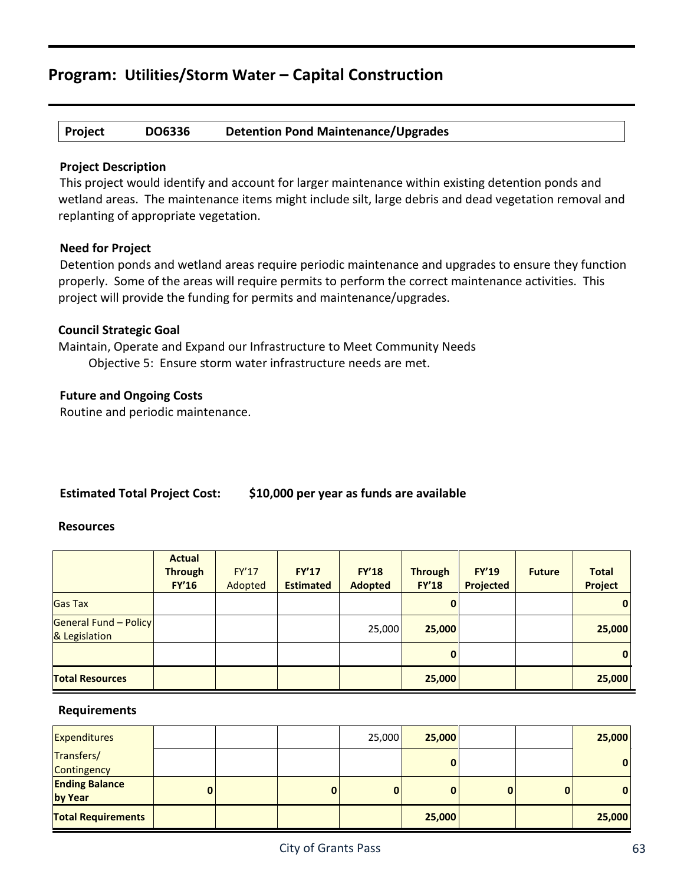## Program: Utilities/Storm Water – Capital Construction

| Project | DO6336 | Detention Pond Maintenance/Upgrades |
|---|---|---|

**Project Description**

This project would identify and account for larger maintenance within existing detention ponds and wetland areas. The maintenance items might include silt, large debris and dead vegetation removal and replanting of appropriate vegetation.

**Need for Project**

Detention ponds and wetland areas require periodic maintenance and upgrades to ensure they function properly. Some of the areas will require permits to perform the correct maintenance activities. This project will provide the funding for permits and maintenance/upgrades.

**Council Strategic Goal**

Maintain, Operate and Expand our Infrastructure to Meet Community Needs

Objective 5: Ensure storm water infrastructure needs are met.

**Future and Ongoing Costs**

Routine and periodic maintenance.

**Estimated Total Project Cost: $10,000 per year as funds are available**

**Resources**

| | Actual Through FY'16 | FY'17 Adopted | FY'17 Estimated | FY'18 Adopted | Through FY'18 | FY'19 Projected | Future | Total Project |
|---|---|---|---|---|---|---|---|---|
| Gas Tax | | | | | 0 | | | 0 |
| General Fund – Policy & Legislation | | | | 25,000 | 25,000 | | | 25,000 |
| | | | | | 0 | | | 0 |
| **Total Resources** | | | | | 25,000 | | | 25,000 |

**Requirements**

| | Actual Through FY'16 | FY'17 Adopted | FY'17 Estimated | FY'18 Adopted | Through FY'18 | FY'19 Projected | Future | Total Project |
|---|---|---|---|---|---|---|---|---|
| Expenditures | | | | 25,000 | 25,000 | | | 25,000 |
| Transfers/ Contingency | | | | | 0 | | | 0 |
| **Ending Balance by Year** | 0 | | 0 | 0 | 0 | 0 | 0 | 0 |
| **Total Requirements** | | | | | 25,000 | | | 25,000 |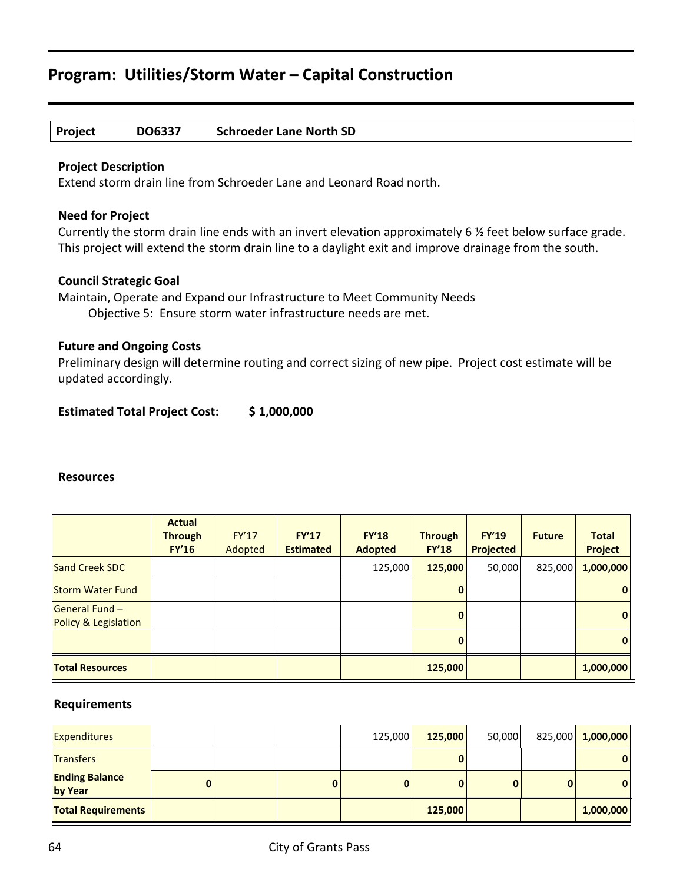# Program: Utilities/Storm Water – Capital Construction

| Project | DO6337 | Schroeder Lane North SD |
|---|---|---|

**Project Description**

Extend storm drain line from Schroeder Lane and Leonard Road north.

**Need for Project**

Currently the storm drain line ends with an invert elevation approximately 6 ½ feet below surface grade. This project will extend the storm drain line to a daylight exit and improve drainage from the south.

**Council Strategic Goal**

Maintain, Operate and Expand our Infrastructure to Meet Community Needs

Objective 5: Ensure storm water infrastructure needs are met.

**Future and Ongoing Costs**

Preliminary design will determine routing and correct sizing of new pipe. Project cost estimate will be updated accordingly.

**Estimated Total Project Cost: $ 1,000,000**

**Resources**

| | Actual Through FY'16 | FY'17 Adopted | FY'17 Estimated | FY'18 Adopted | Through FY'18 | FY'19 Projected | Future | Total Project |
|---|---|---|---|---|---|---|---|---|
| Sand Creek SDC | | | | 125,000 | **125,000** | 50,000 | 825,000 | **1,000,000** |
| Storm Water Fund | | | | | **0** | | | **0** |
| General Fund – Policy & Legislation | | | | | **0** | | | **0** |
| | | | | | **0** | | | **0** |
| **Total Resources** | | | | | **125,000** | | | **1,000,000** |

**Requirements**

| | Actual Through FY'16 | FY'17 Adopted | FY'17 Estimated | FY'18 Adopted | Through FY'18 | FY'19 Projected | Future | Total Project |
|---|---|---|---|---|---|---|---|---|
| Expenditures | | | | 125,000 | **125,000** | 50,000 | 825,000 | **1,000,000** |
| Transfers | | | | | **0** | | | **0** |
| **Ending Balance by Year** | **0** | | **0** | **0** | **0** | **0** | **0** | **0** |
| **Total Requirements** | | | | | **125,000** | | | **1,000,000** |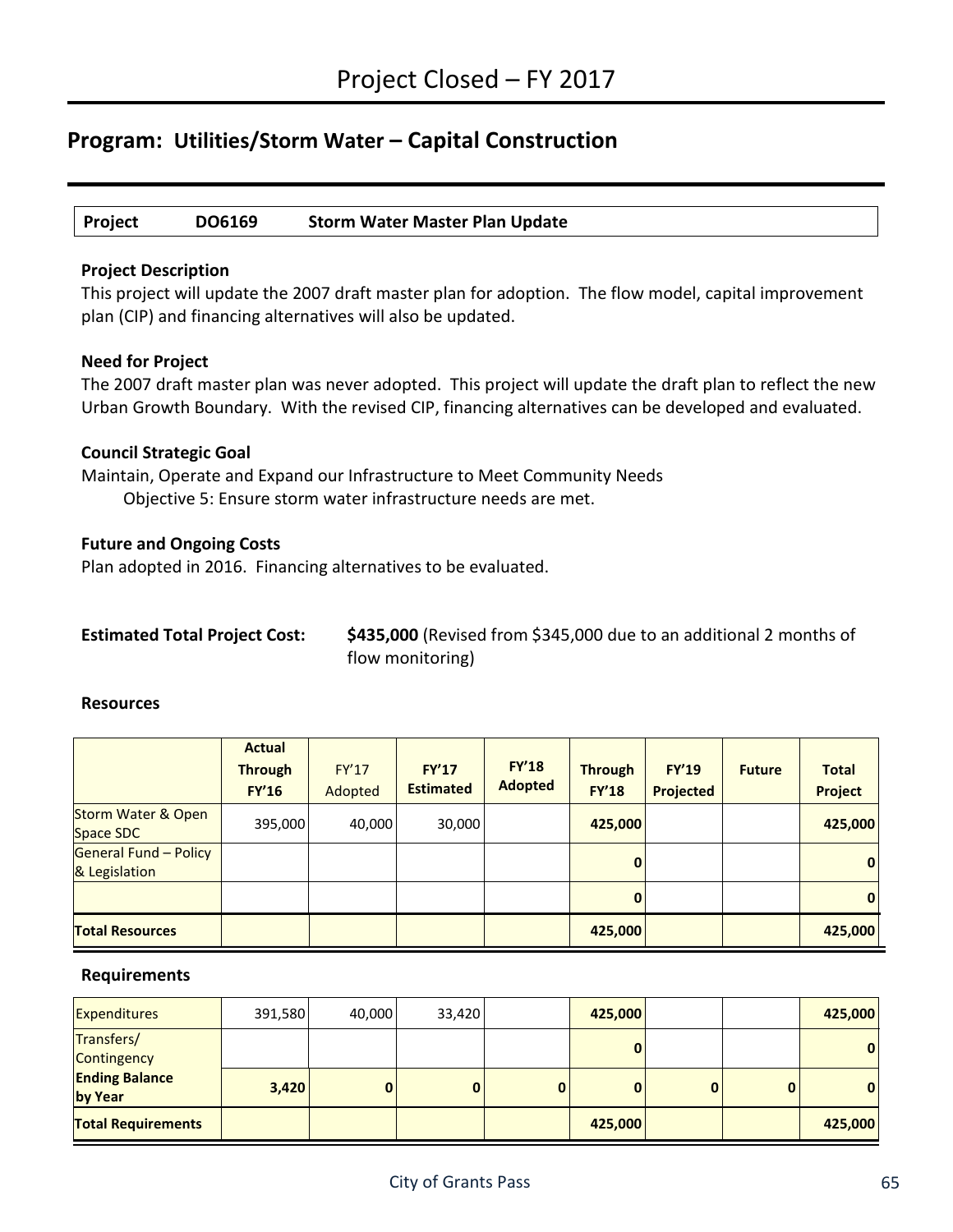# Project Closed – FY 2017

## Program: Utilities/Storm Water – Capital Construction

| **Project** | **DO6169** | **Storm Water Master Plan Update** |
|---|---|---|

**Project Description**

This project will update the 2007 draft master plan for adoption. The flow model, capital improvement plan (CIP) and financing alternatives will also be updated.

**Need for Project**

The 2007 draft master plan was never adopted. This project will update the draft plan to reflect the new Urban Growth Boundary. With the revised CIP, financing alternatives can be developed and evaluated.

**Council Strategic Goal**

Maintain, Operate and Expand our Infrastructure to Meet Community Needs

Objective 5: Ensure storm water infrastructure needs are met.

**Future and Ongoing Costs**

Plan adopted in 2016. Financing alternatives to be evaluated.

**Estimated Total Project Cost:** **$435,000** (Revised from $345,000 due to an additional 2 months of flow monitoring)

**Resources**

| | **Actual Through FY'16** | FY'17 Adopted | **FY'17 Estimated** | **FY'18 Adopted** | **Through FY'18** | **FY'19 Projected** | **Future** | **Total Project** |
|---|---|---|---|---|---|---|---|---|
| Storm Water & Open Space SDC | 395,000 | 40,000 | 30,000 | | **425,000** | | | **425,000** |
| General Fund – Policy & Legislation | | | | | **0** | | | **0** |
| | | | | | **0** | | | **0** |
| **Total Resources** | | | | | **425,000** | | | **425,000** |

**Requirements**

| | **Actual Through FY'16** | FY'17 Adopted | **FY'17 Estimated** | **FY'18 Adopted** | **Through FY'18** | **FY'19 Projected** | **Future** | **Total Project** |
|---|---|---|---|---|---|---|---|---|
| Expenditures | 391,580 | 40,000 | 33,420 | | **425,000** | | | **425,000** |
| Transfers/ Contingency | | | | | **0** | | | **0** |
| **Ending Balance by Year** | **3,420** | **0** | **0** | **0** | **0** | **0** | **0** | **0** |
| **Total Requirements** | | | | | **425,000** | | | **425,000** |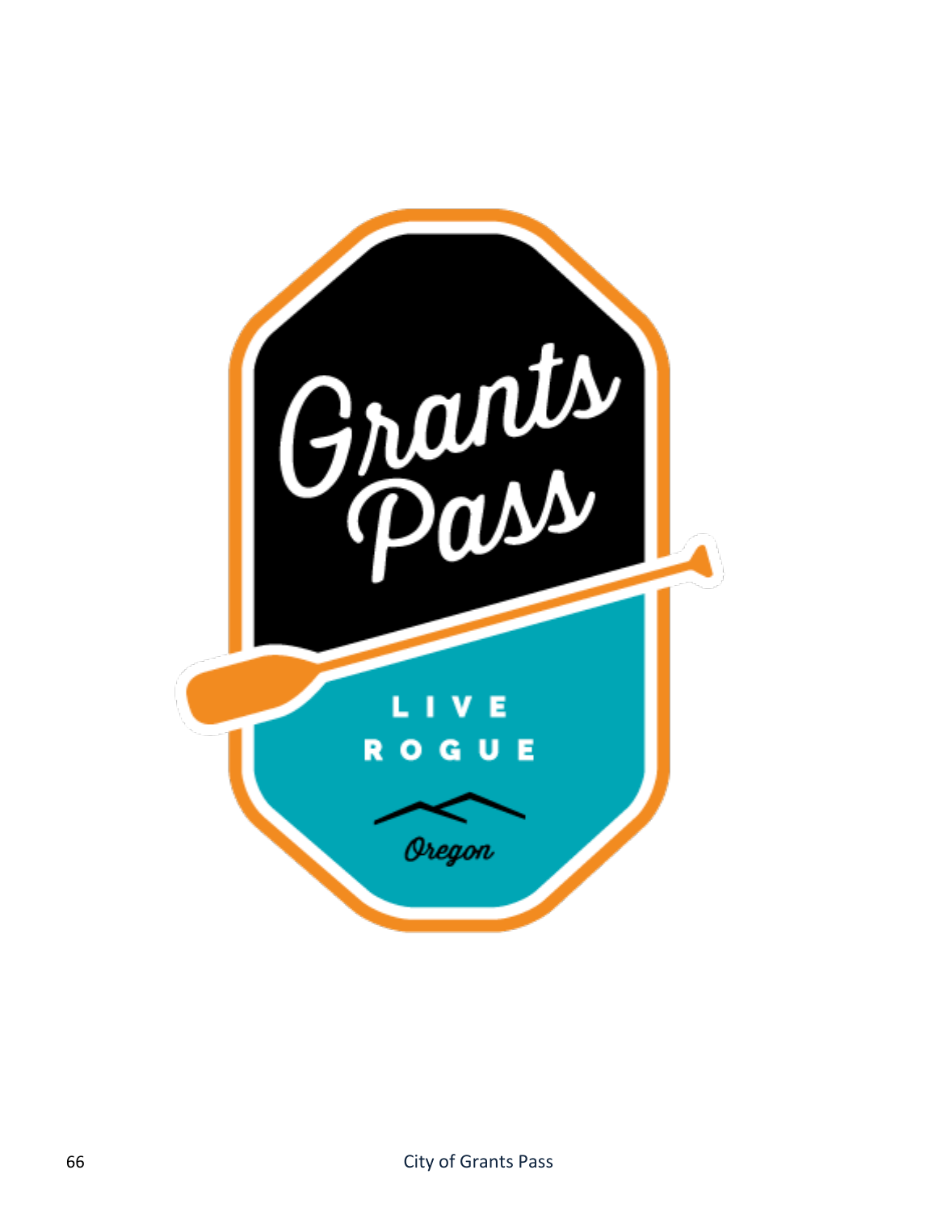Grants Pass

LIVE ROGUE

Oregon